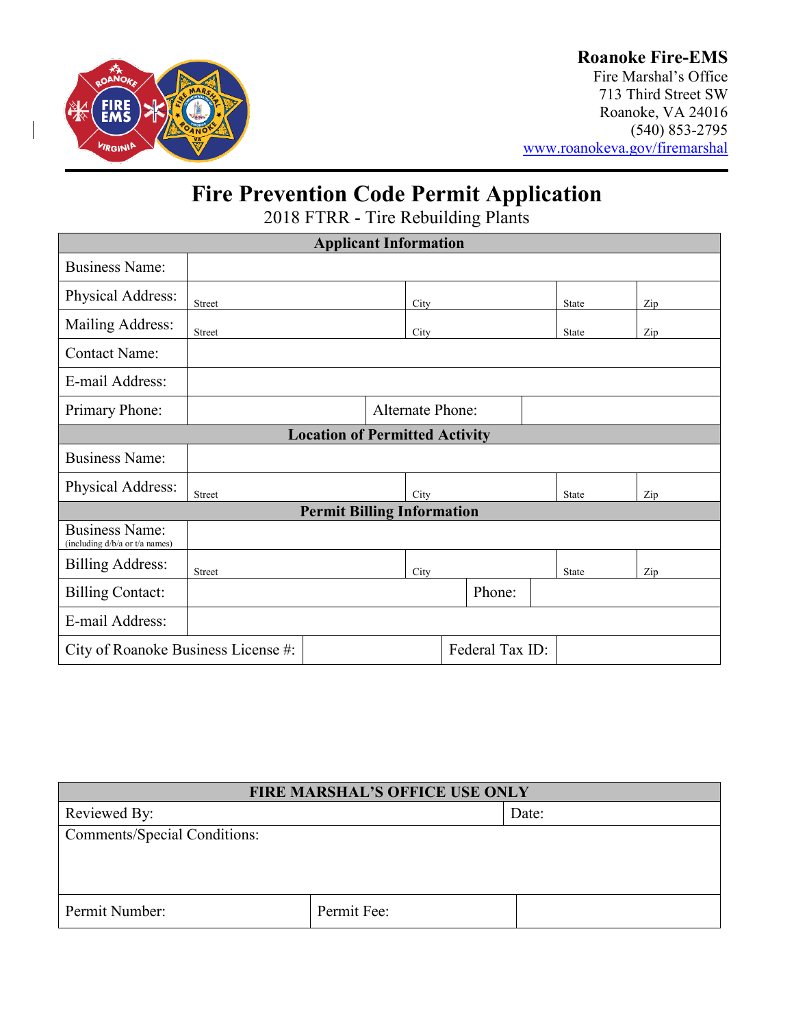**Roanoke Fire-EMS**
Fire Marshal's Office
713 Third Street SW
Roanoke, VA 24016
(540) 853-2795
www.roanokeva.gov/firemarshal

# Fire Prevention Code Permit Application

2018 FTRR - Tire Rebuilding Plants

| Applicant Information | | | | |
|---|---|---|---|---|
| Business Name: | | | | |
| Physical Address: | Street | City | State | Zip |
| Mailing Address: | Street | City | State | Zip |
| Contact Name: | | | | |
| E-mail Address: | | | | |
| Primary Phone: | | Alternate Phone: | | |
| **Location of Permitted Activity** | | | | |
| Business Name: | | | | |
| Physical Address: | Street | City | State | Zip |
| **Permit Billing Information** | | | | |
| Business Name: (including d/b/a or t/a names) | | | | |
| Billing Address: | Street | City | State | Zip |
| Billing Contact: | | Phone: | | |
| E-mail Address: | | | | |
| City of Roanoke Business License #: | | Federal Tax ID: | | |

| FIRE MARSHAL'S OFFICE USE ONLY | | |
|---|---|---|
| Reviewed By: | | Date: |
| Comments/Special Conditions: | | |
| Permit Number: | Permit Fee: | |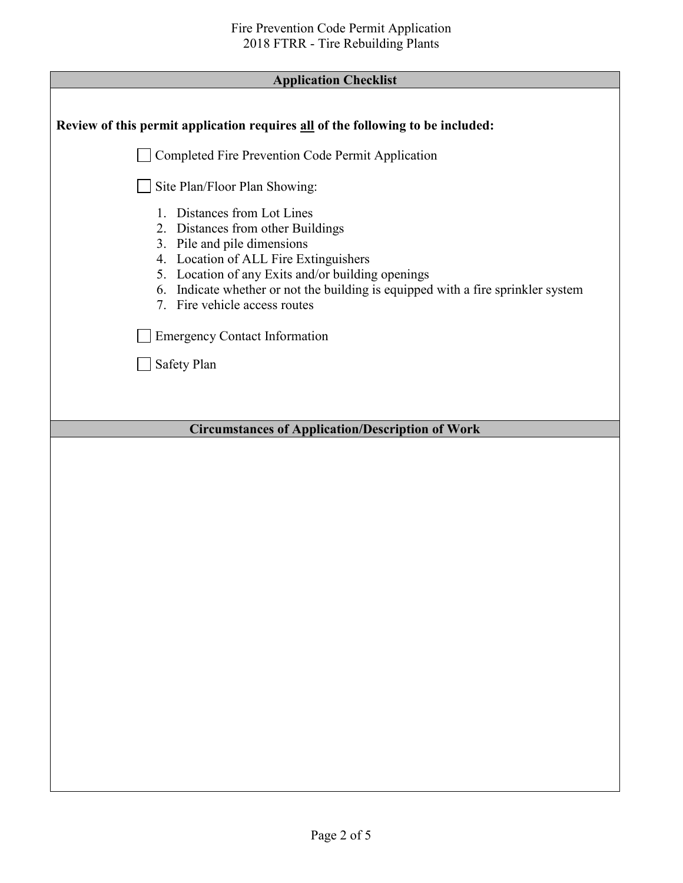## Application Checklist

**Review of this permit application requires all of the following to be included:**

- [ ] Completed Fire Prevention Code Permit Application
- [ ] Site Plan/Floor Plan Showing:
  1. Distances from Lot Lines
  2. Distances from other Buildings
  3. Pile and pile dimensions
  4. Location of ALL Fire Extinguishers
  5. Location of any Exits and/or building openings
  6. Indicate whether or not the building is equipped with a fire sprinkler system
  7. Fire vehicle access routes
- [ ] Emergency Contact Information
- [ ] Safety Plan

## Circumstances of Application/Description of Work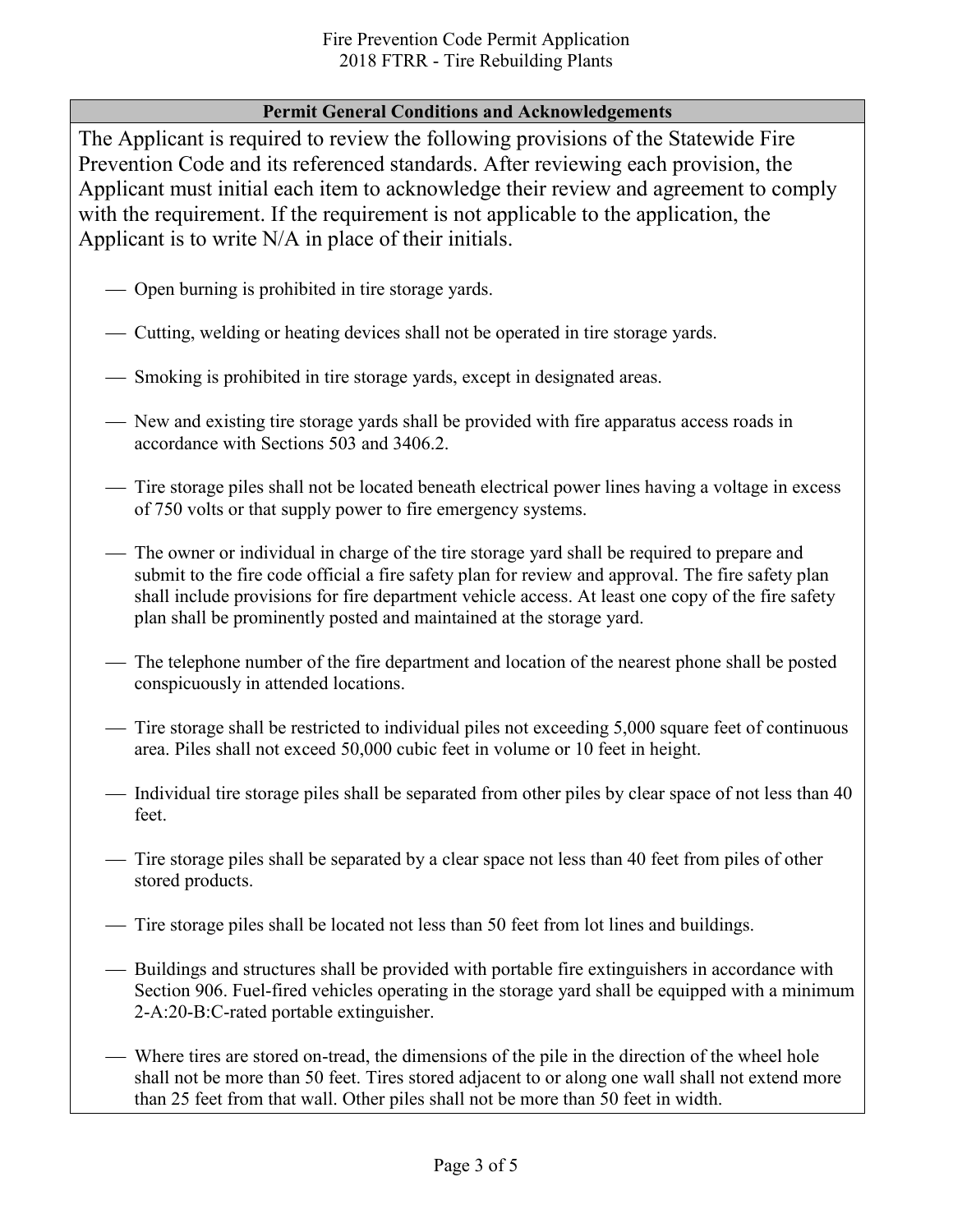## Permit General Conditions and Acknowledgements

The Applicant is required to review the following provisions of the Statewide Fire Prevention Code and its referenced standards. After reviewing each provision, the Applicant must initial each item to acknowledge their review and agreement to comply with the requirement. If the requirement is not applicable to the application, the Applicant is to write N/A in place of their initials.

____ Open burning is prohibited in tire storage yards.

____ Cutting, welding or heating devices shall not be operated in tire storage yards.

____ Smoking is prohibited in tire storage yards, except in designated areas.

____ New and existing tire storage yards shall be provided with fire apparatus access roads in accordance with Sections 503 and 3406.2.

____ Tire storage piles shall not be located beneath electrical power lines having a voltage in excess of 750 volts or that supply power to fire emergency systems.

____ The owner or individual in charge of the tire storage yard shall be required to prepare and submit to the fire code official a fire safety plan for review and approval. The fire safety plan shall include provisions for fire department vehicle access. At least one copy of the fire safety plan shall be prominently posted and maintained at the storage yard.

____ The telephone number of the fire department and location of the nearest phone shall be posted conspicuously in attended locations.

____ Tire storage shall be restricted to individual piles not exceeding 5,000 square feet of continuous area. Piles shall not exceed 50,000 cubic feet in volume or 10 feet in height.

____ Individual tire storage piles shall be separated from other piles by clear space of not less than 40 feet.

____ Tire storage piles shall be separated by a clear space not less than 40 feet from piles of other stored products.

____ Tire storage piles shall be located not less than 50 feet from lot lines and buildings.

____ Buildings and structures shall be provided with portable fire extinguishers in accordance with Section 906. Fuel-fired vehicles operating in the storage yard shall be equipped with a minimum 2-A:20-B:C-rated portable extinguisher.

____ Where tires are stored on-tread, the dimensions of the pile in the direction of the wheel hole shall not be more than 50 feet. Tires stored adjacent to or along one wall shall not extend more than 25 feet from that wall. Other piles shall not be more than 50 feet in width.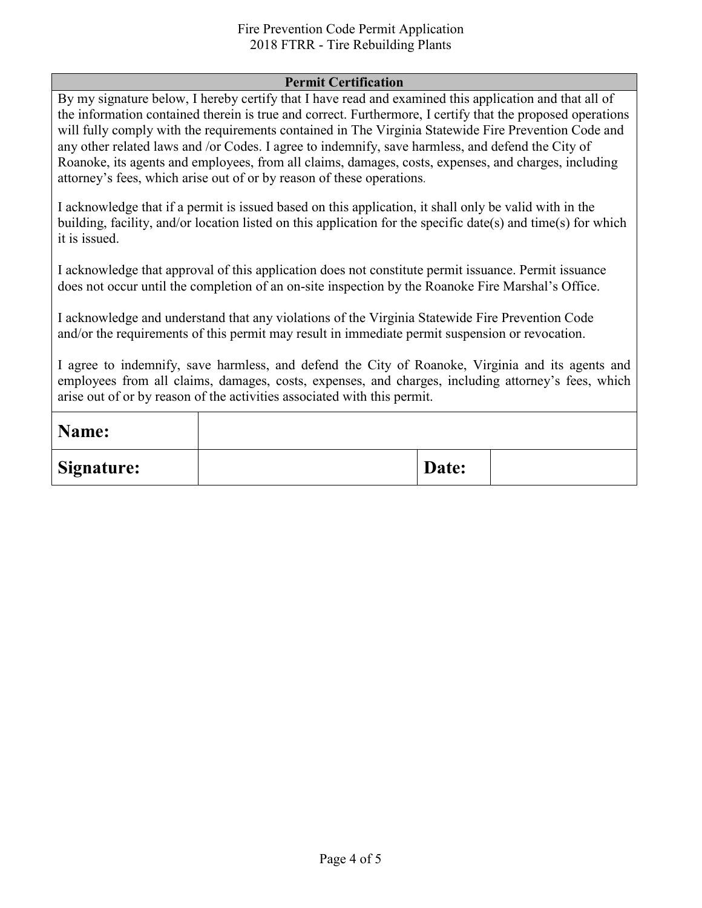## Permit Certification

By my signature below, I hereby certify that I have read and examined this application and that all of the information contained therein is true and correct. Furthermore, I certify that the proposed operations will fully comply with the requirements contained in The Virginia Statewide Fire Prevention Code and any other related laws and /or Codes. I agree to indemnify, save harmless, and defend the City of Roanoke, its agents and employees, from all claims, damages, costs, expenses, and charges, including attorney's fees, which arise out of or by reason of these operations.

I acknowledge that if a permit is issued based on this application, it shall only be valid with in the building, facility, and/or location listed on this application for the specific date(s) and time(s) for which it is issued.

I acknowledge that approval of this application does not constitute permit issuance. Permit issuance does not occur until the completion of an on-site inspection by the Roanoke Fire Marshal's Office.

I acknowledge and understand that any violations of the Virginia Statewide Fire Prevention Code and/or the requirements of this permit may result in immediate permit suspension or revocation.

I agree to indemnify, save harmless, and defend the City of Roanoke, Virginia and its agents and employees from all claims, damages, costs, expenses, and charges, including attorney's fees, which arise out of or by reason of the activities associated with this permit.

| **Name:** | | | |
|---|---|---|---|
| **Signature:** | | **Date:** | |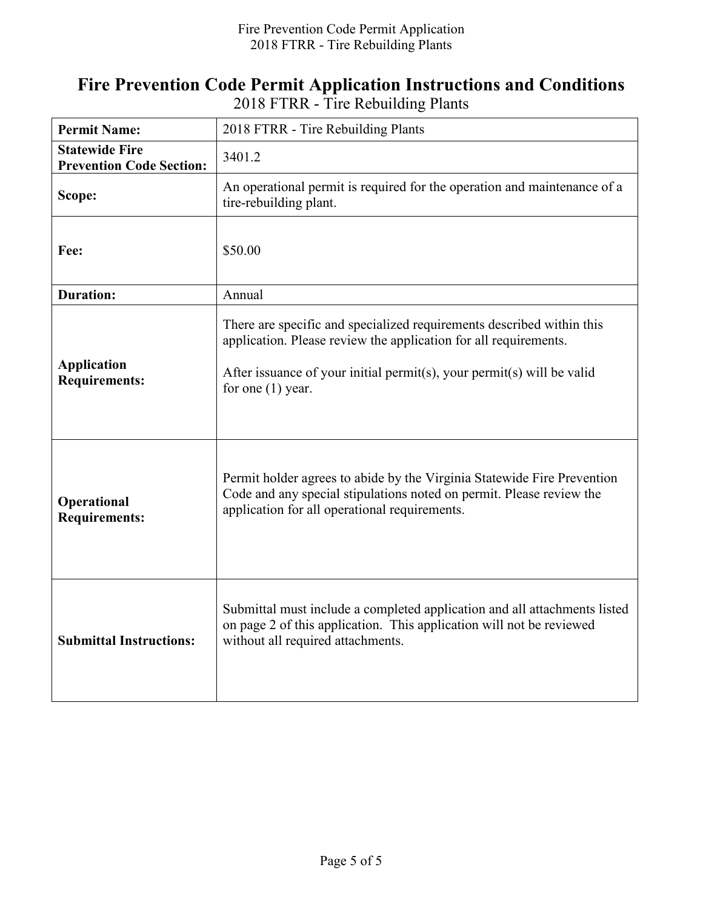# Fire Prevention Code Permit Application Instructions and Conditions

2018 FTRR - Tire Rebuilding Plants

| | |
|---|---|
| **Permit Name:** | 2018 FTRR - Tire Rebuilding Plants |
| **Statewide Fire Prevention Code Section:** | 3401.2 |
| **Scope:** | An operational permit is required for the operation and maintenance of a tire-rebuilding plant. |
| **Fee:** | \$50.00 |
| **Duration:** | Annual |
| **Application Requirements:** | There are specific and specialized requirements described within this application. Please review the application for all requirements.<br><br>After issuance of your initial permit(s), your permit(s) will be valid for one (1) year. |
| **Operational Requirements:** | Permit holder agrees to abide by the Virginia Statewide Fire Prevention Code and any special stipulations noted on permit. Please review the application for all operational requirements. |
| **Submittal Instructions:** | Submittal must include a completed application and all attachments listed on page 2 of this application. This application will not be reviewed without all required attachments. |